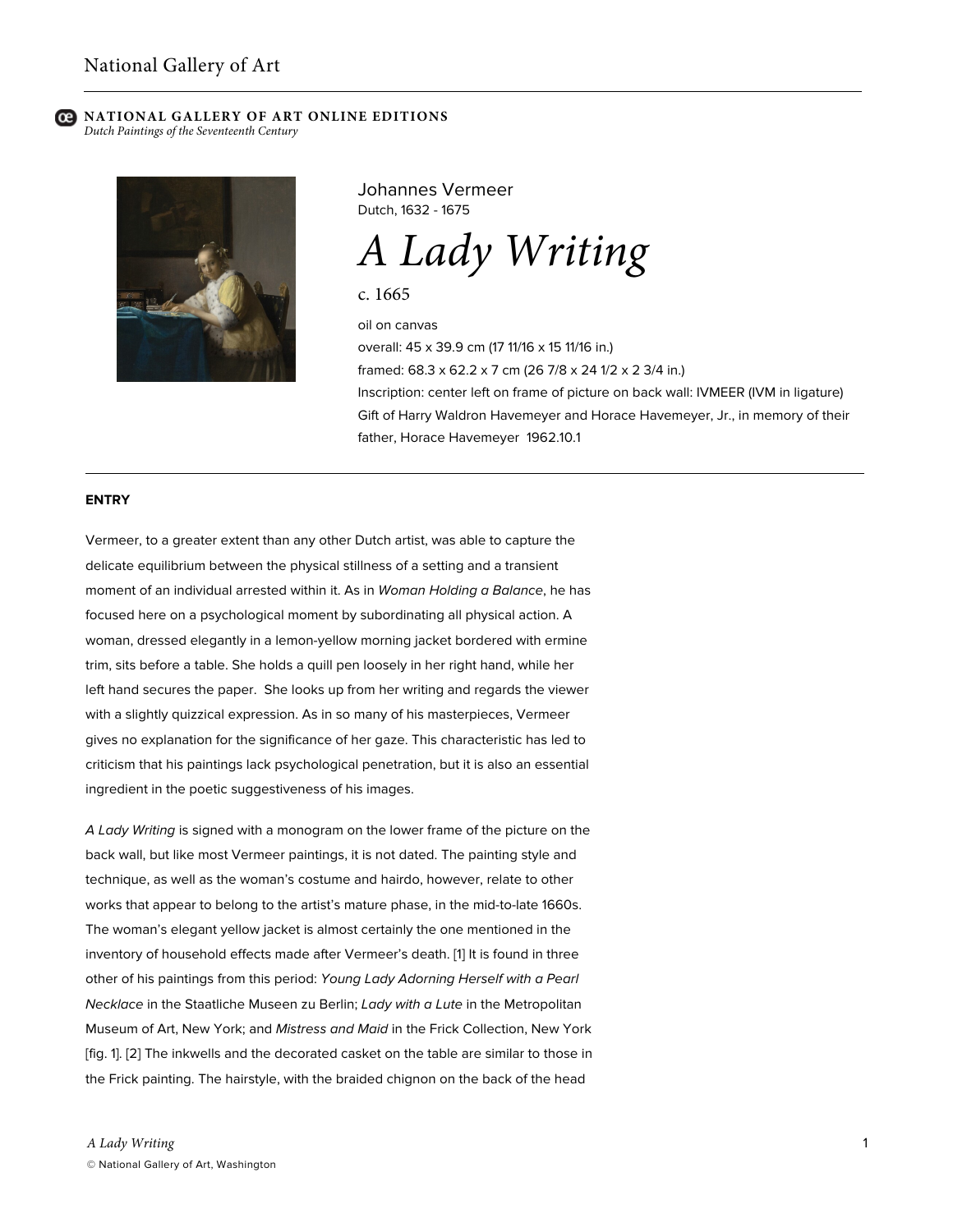National Gallery of Art

**NATIONAL GALLERY OF ART ONLINE EDITIONS**
*Dutch Paintings of the Seventeenth Century*

Johannes Vermeer
Dutch, 1632 - 1675

# *A Lady Writing*

c. 1665

oil on canvas
overall: 45 x 39.9 cm (17 11/16 x 15 11/16 in.)
framed: 68.3 x 62.2 x 7 cm (26 7/8 x 24 1/2 x 2 3/4 in.)
Inscription: center left on frame of picture on back wall: IVMEER (IVM in ligature)
Gift of Harry Waldron Havemeyer and Horace Havemeyer, Jr., in memory of their father, Horace Havemeyer 1962.10.1

---

**ENTRY**

Vermeer, to a greater extent than any other Dutch artist, was able to capture the delicate equilibrium between the physical stillness of a setting and a transient moment of an individual arrested within it. As in *Woman Holding a Balance*, he has focused here on a psychological moment by subordinating all physical action. A woman, dressed elegantly in a lemon-yellow morning jacket bordered with ermine trim, sits before a table. She holds a quill pen loosely in her right hand, while her left hand secures the paper. She looks up from her writing and regards the viewer with a slightly quizzical expression. As in so many of his masterpieces, Vermeer gives no explanation for the significance of her gaze. This characteristic has led to criticism that his paintings lack psychological penetration, but it is also an essential ingredient in the poetic suggestiveness of his images.

*A Lady Writing* is signed with a monogram on the lower frame of the picture on the back wall, but like most Vermeer paintings, it is not dated. The painting style and technique, as well as the woman's costume and hairdo, however, relate to other works that appear to belong to the artist's mature phase, in the mid-to-late 1660s. The woman's elegant yellow jacket is almost certainly the one mentioned in the inventory of household effects made after Vermeer's death. [1] It is found in three other of his paintings from this period: *Young Lady Adorning Herself with a Pearl Necklace* in the Staatliche Museen zu Berlin; *Lady with a Lute* in the Metropolitan Museum of Art, New York; and *Mistress and Maid* in the Frick Collection, New York [fig. 1]. [2] The inkwells and the decorated casket on the table are similar to those in the Frick painting. The hairstyle, with the braided chignon on the back of the head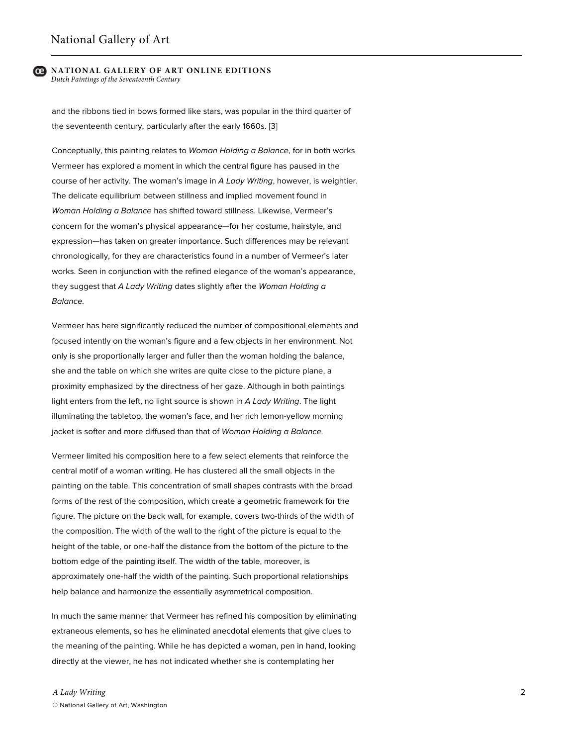and the ribbons tied in bows formed like stars, was popular in the third quarter of the seventeenth century, particularly after the early 1660s. [3]

Conceptually, this painting relates to *Woman Holding a Balance*, for in both works Vermeer has explored a moment in which the central figure has paused in the course of her activity. The woman's image in *A Lady Writing*, however, is weightier. The delicate equilibrium between stillness and implied movement found in *Woman Holding a Balance* has shifted toward stillness. Likewise, Vermeer's concern for the woman's physical appearance—for her costume, hairstyle, and expression—has taken on greater importance. Such differences may be relevant chronologically, for they are characteristics found in a number of Vermeer's later works. Seen in conjunction with the refined elegance of the woman's appearance, they suggest that *A Lady Writing* dates slightly after the *Woman Holding a Balance.*

Vermeer has here significantly reduced the number of compositional elements and focused intently on the woman's figure and a few objects in her environment. Not only is she proportionally larger and fuller than the woman holding the balance, she and the table on which she writes are quite close to the picture plane, a proximity emphasized by the directness of her gaze. Although in both paintings light enters from the left, no light source is shown in *A Lady Writing*. The light illuminating the tabletop, the woman's face, and her rich lemon-yellow morning jacket is softer and more diffused than that of *Woman Holding a Balance.*

Vermeer limited his composition here to a few select elements that reinforce the central motif of a woman writing. He has clustered all the small objects in the painting on the table. This concentration of small shapes contrasts with the broad forms of the rest of the composition, which create a geometric framework for the figure. The picture on the back wall, for example, covers two-thirds of the width of the composition. The width of the wall to the right of the picture is equal to the height of the table, or one-half the distance from the bottom of the picture to the bottom edge of the painting itself. The width of the table, moreover, is approximately one-half the width of the painting. Such proportional relationships help balance and harmonize the essentially asymmetrical composition.

In much the same manner that Vermeer has refined his composition by eliminating extraneous elements, so has he eliminated anecdotal elements that give clues to the meaning of the painting. While he has depicted a woman, pen in hand, looking directly at the viewer, he has not indicated whether she is contemplating her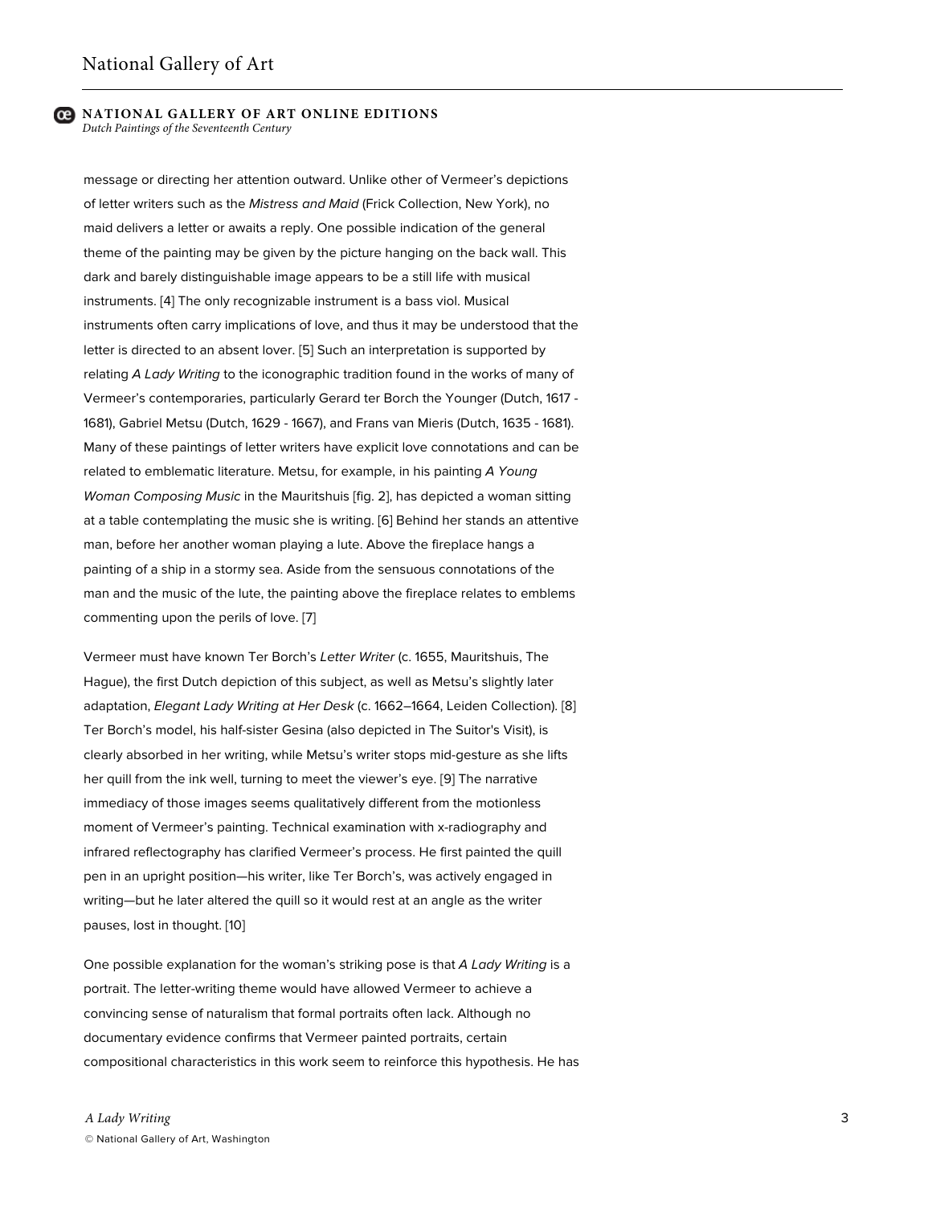message or directing her attention outward. Unlike other of Vermeer's depictions of letter writers such as the *Mistress and Maid* (Frick Collection, New York), no maid delivers a letter or awaits a reply. One possible indication of the general theme of the painting may be given by the picture hanging on the back wall. This dark and barely distinguishable image appears to be a still life with musical instruments. [4] The only recognizable instrument is a bass viol. Musical instruments often carry implications of love, and thus it may be understood that the letter is directed to an absent lover. [5] Such an interpretation is supported by relating *A Lady Writing* to the iconographic tradition found in the works of many of Vermeer's contemporaries, particularly Gerard ter Borch the Younger (Dutch, 1617 - 1681), Gabriel Metsu (Dutch, 1629 - 1667), and Frans van Mieris (Dutch, 1635 - 1681). Many of these paintings of letter writers have explicit love connotations and can be related to emblematic literature. Metsu, for example, in his painting *A Young Woman Composing Music* in the Mauritshuis [fig. 2], has depicted a woman sitting at a table contemplating the music she is writing. [6] Behind her stands an attentive man, before her another woman playing a lute. Above the fireplace hangs a painting of a ship in a stormy sea. Aside from the sensuous connotations of the man and the music of the lute, the painting above the fireplace relates to emblems commenting upon the perils of love. [7]

Vermeer must have known Ter Borch's *Letter Writer* (c. 1655, Mauritshuis, The Hague), the first Dutch depiction of this subject, as well as Metsu's slightly later adaptation, *Elegant Lady Writing at Her Desk* (c. 1662–1664, Leiden Collection). [8] Ter Borch's model, his half-sister Gesina (also depicted in The Suitor's Visit), is clearly absorbed in her writing, while Metsu's writer stops mid-gesture as she lifts her quill from the ink well, turning to meet the viewer's eye. [9] The narrative immediacy of those images seems qualitatively different from the motionless moment of Vermeer's painting. Technical examination with x-radiography and infrared reflectography has clarified Vermeer's process. He first painted the quill pen in an upright position—his writer, like Ter Borch's, was actively engaged in writing—but he later altered the quill so it would rest at an angle as the writer pauses, lost in thought. [10]

One possible explanation for the woman's striking pose is that *A Lady Writing* is a portrait. The letter-writing theme would have allowed Vermeer to achieve a convincing sense of naturalism that formal portraits often lack. Although no documentary evidence confirms that Vermeer painted portraits, certain compositional characteristics in this work seem to reinforce this hypothesis. He has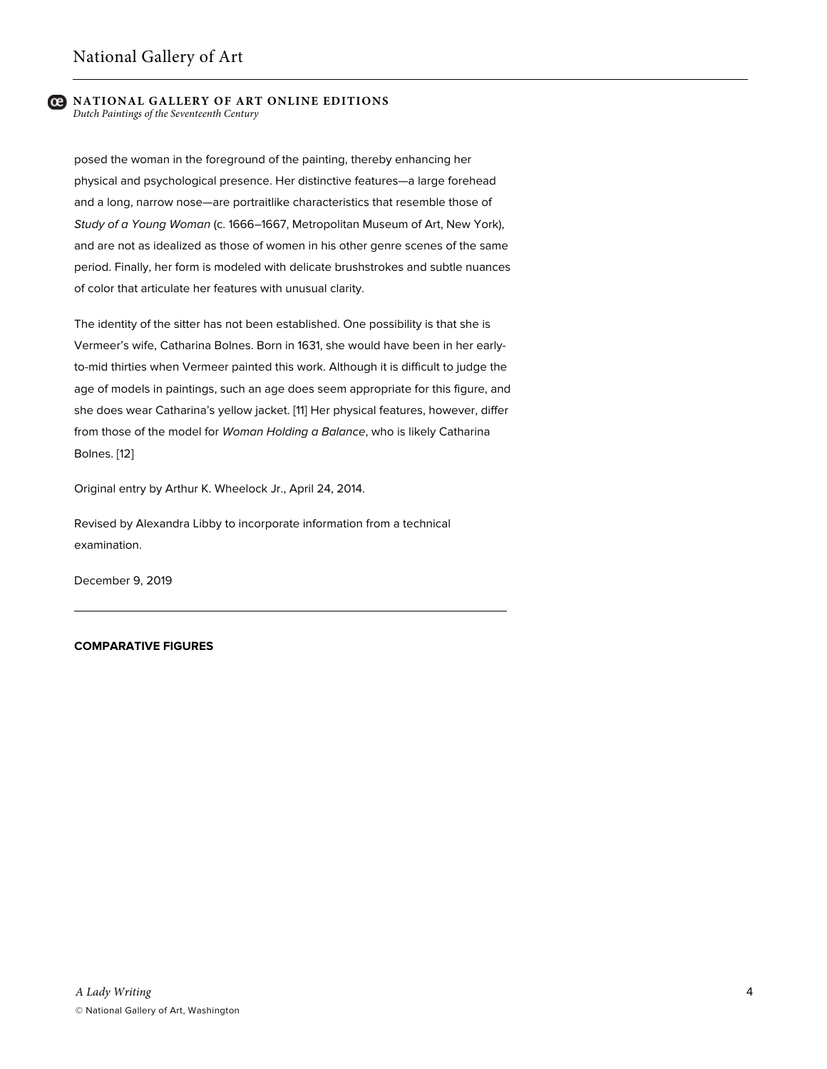posed the woman in the foreground of the painting, thereby enhancing her physical and psychological presence. Her distinctive features—a large forehead and a long, narrow nose—are portraitlike characteristics that resemble those of *Study of a Young Woman* (c. 1666–1667, Metropolitan Museum of Art, New York), and are not as idealized as those of women in his other genre scenes of the same period. Finally, her form is modeled with delicate brushstrokes and subtle nuances of color that articulate her features with unusual clarity.

The identity of the sitter has not been established. One possibility is that she is Vermeer's wife, Catharina Bolnes. Born in 1631, she would have been in her early-to-mid thirties when Vermeer painted this work. Although it is difficult to judge the age of models in paintings, such an age does seem appropriate for this figure, and she does wear Catharina's yellow jacket. [11] Her physical features, however, differ from those of the model for *Woman Holding a Balance*, who is likely Catharina Bolnes. [12]

Original entry by Arthur K. Wheelock Jr., April 24, 2014.

Revised by Alexandra Libby to incorporate information from a technical examination.

December 9, 2019

---

**COMPARATIVE FIGURES**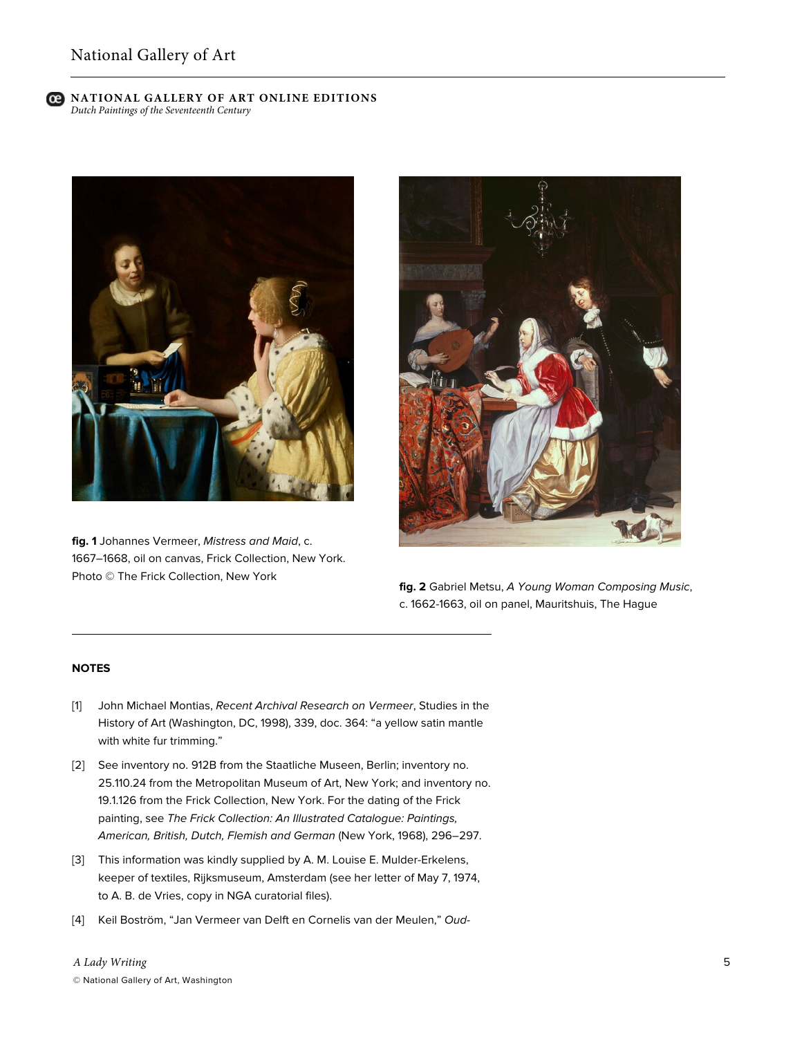**fig. 1** Johannes Vermeer, *Mistress and Maid*, c. 1667–1668, oil on canvas, Frick Collection, New York. Photo © The Frick Collection, New York

**fig. 2** Gabriel Metsu, *A Young Woman Composing Music*, c. 1662-1663, oil on panel, Mauritshuis, The Hague

---

**NOTES**

[1] John Michael Montias, *Recent Archival Research on Vermeer*, Studies in the History of Art (Washington, DC, 1998), 339, doc. 364: "a yellow satin mantle with white fur trimming."

[2] See inventory no. 912B from the Staatliche Museen, Berlin; inventory no. 25.110.24 from the Metropolitan Museum of Art, New York; and inventory no. 19.1.126 from the Frick Collection, New York. For the dating of the Frick painting, see *The Frick Collection: An Illustrated Catalogue: Paintings, American, British, Dutch, Flemish and German* (New York, 1968), 296–297.

[3] This information was kindly supplied by A. M. Louise E. Mulder-Erkelens, keeper of textiles, Rijksmuseum, Amsterdam (see her letter of May 7, 1974, to A. B. de Vries, copy in NGA curatorial files).

[4] Keil Boström, "Jan Vermeer van Delft en Cornelis van der Meulen," *Oud-*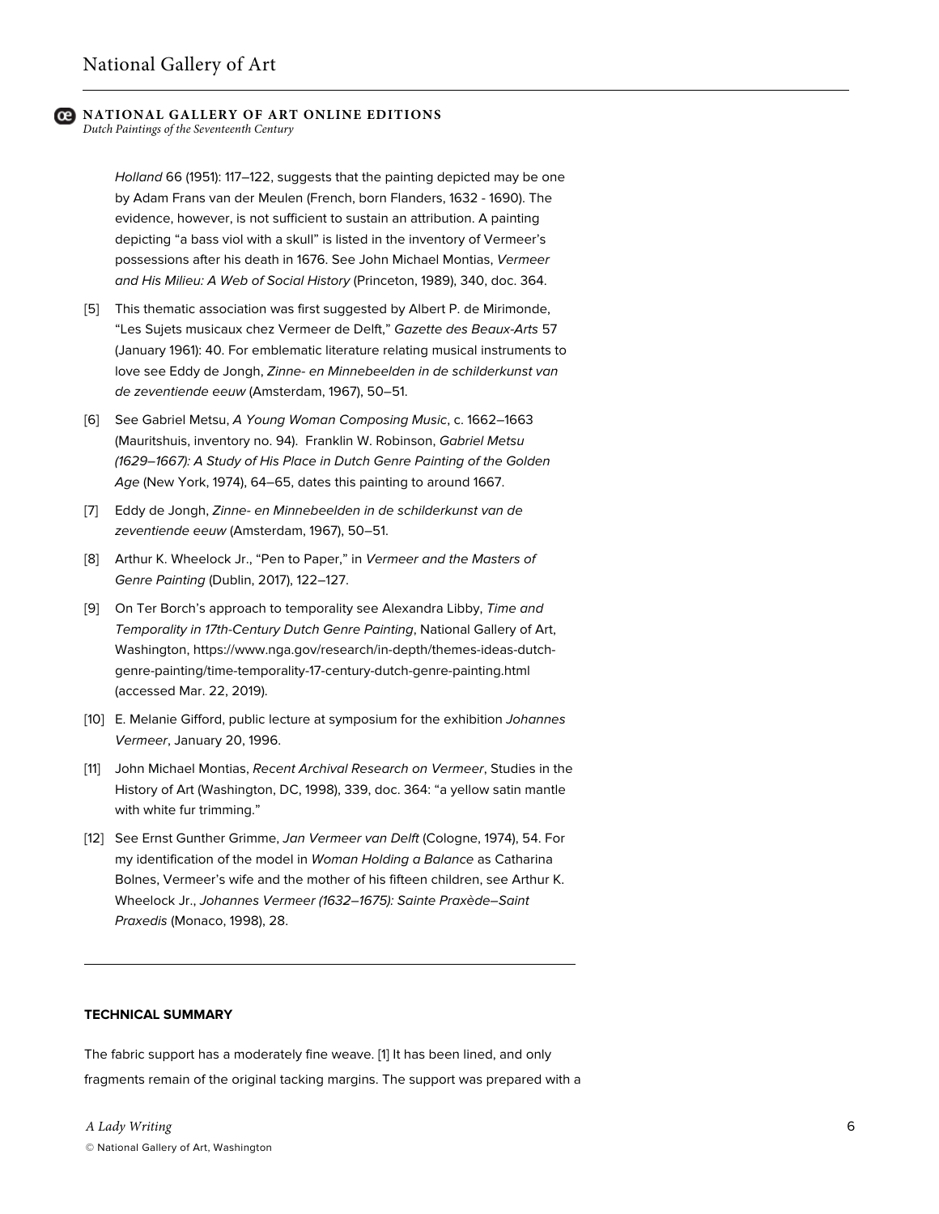*Holland* 66 (1951): 117–122, suggests that the painting depicted may be one by Adam Frans van der Meulen (French, born Flanders, 1632 - 1690). The evidence, however, is not sufficient to sustain an attribution. A painting depicting "a bass viol with a skull" is listed in the inventory of Vermeer's possessions after his death in 1676. See John Michael Montias, *Vermeer and His Milieu: A Web of Social History* (Princeton, 1989), 340, doc. 364.

[5] This thematic association was first suggested by Albert P. de Mirimonde, "Les Sujets musicaux chez Vermeer de Delft," *Gazette des Beaux-Arts* 57 (January 1961): 40. For emblematic literature relating musical instruments to love see Eddy de Jongh, *Zinne- en Minnebeelden in de schilderkunst van de zeventiende eeuw* (Amsterdam, 1967), 50–51.

[6] See Gabriel Metsu, *A Young Woman Composing Music*, c. 1662–1663 (Mauritshuis, inventory no. 94). Franklin W. Robinson, *Gabriel Metsu (1629–1667): A Study of His Place in Dutch Genre Painting of the Golden Age* (New York, 1974), 64–65, dates this painting to around 1667.

[7] Eddy de Jongh, *Zinne- en Minnebeelden in de schilderkunst van de zeventiende eeuw* (Amsterdam, 1967), 50–51.

[8] Arthur K. Wheelock Jr., "Pen to Paper," in *Vermeer and the Masters of Genre Painting* (Dublin, 2017), 122–127.

[9] On Ter Borch's approach to temporality see Alexandra Libby, *Time and Temporality in 17th-Century Dutch Genre Painting*, National Gallery of Art, Washington, https://www.nga.gov/research/in-depth/themes-ideas-dutch-genre-painting/time-temporality-17-century-dutch-genre-painting.html (accessed Mar. 22, 2019).

[10] E. Melanie Gifford, public lecture at symposium for the exhibition *Johannes Vermeer*, January 20, 1996.

[11] John Michael Montias, *Recent Archival Research on Vermeer*, Studies in the History of Art (Washington, DC, 1998), 339, doc. 364: "a yellow satin mantle with white fur trimming."

[12] See Ernst Gunther Grimme, *Jan Vermeer van Delft* (Cologne, 1974), 54. For my identification of the model in *Woman Holding a Balance* as Catharina Bolnes, Vermeer's wife and the mother of his fifteen children, see Arthur K. Wheelock Jr., *Johannes Vermeer (1632–1675): Sainte Praxède–Saint Praxedis* (Monaco, 1998), 28.

---

## TECHNICAL SUMMARY

The fabric support has a moderately fine weave. [1] It has been lined, and only fragments remain of the original tacking margins. The support was prepared with a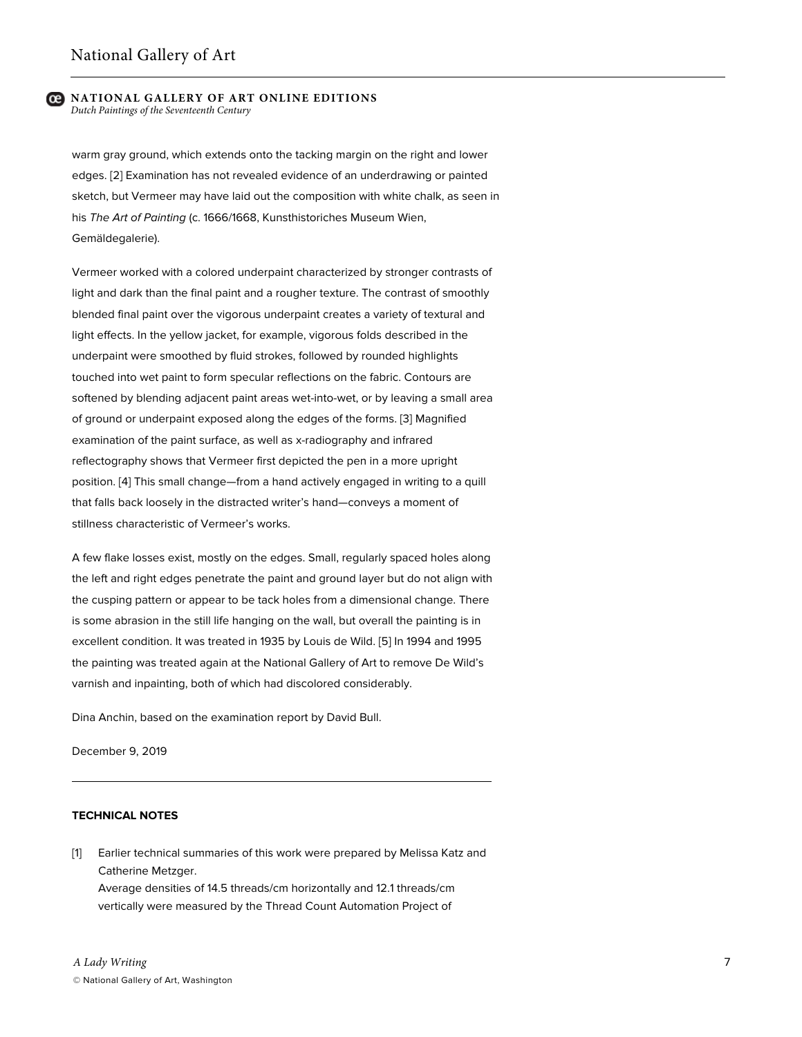warm gray ground, which extends onto the tacking margin on the right and lower edges. [2] Examination has not revealed evidence of an underdrawing or painted sketch, but Vermeer may have laid out the composition with white chalk, as seen in his *The Art of Painting* (c. 1666/1668, Kunsthistoriches Museum Wien, Gemäldegalerie).

Vermeer worked with a colored underpaint characterized by stronger contrasts of light and dark than the final paint and a rougher texture. The contrast of smoothly blended final paint over the vigorous underpaint creates a variety of textural and light effects. In the yellow jacket, for example, vigorous folds described in the underpaint were smoothed by fluid strokes, followed by rounded highlights touched into wet paint to form specular reflections on the fabric. Contours are softened by blending adjacent paint areas wet-into-wet, or by leaving a small area of ground or underpaint exposed along the edges of the forms. [3] Magnified examination of the paint surface, as well as x-radiography and infrared reflectography shows that Vermeer first depicted the pen in a more upright position. [4] This small change—from a hand actively engaged in writing to a quill that falls back loosely in the distracted writer's hand—conveys a moment of stillness characteristic of Vermeer's works.

A few flake losses exist, mostly on the edges. Small, regularly spaced holes along the left and right edges penetrate the paint and ground layer but do not align with the cusping pattern or appear to be tack holes from a dimensional change. There is some abrasion in the still life hanging on the wall, but overall the painting is in excellent condition. It was treated in 1935 by Louis de Wild. [5] In 1994 and 1995 the painting was treated again at the National Gallery of Art to remove De Wild's varnish and inpainting, both of which had discolored considerably.

Dina Anchin, based on the examination report by David Bull.

December 9, 2019

---

**TECHNICAL NOTES**

[1] Earlier technical summaries of this work were prepared by Melissa Katz and Catherine Metzger.
Average densities of 14.5 threads/cm horizontally and 12.1 threads/cm vertically were measured by the Thread Count Automation Project of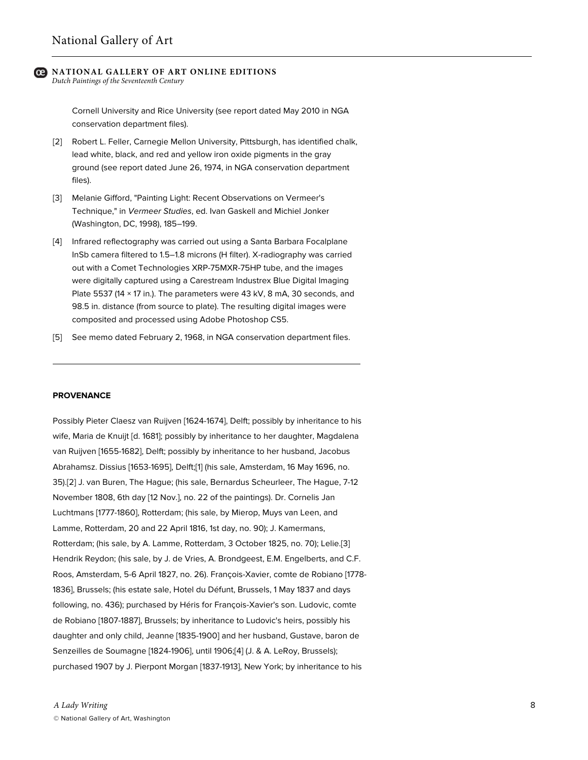Cornell University and Rice University (see report dated May 2010 in NGA conservation department files).

[2] Robert L. Feller, Carnegie Mellon University, Pittsburgh, has identified chalk, lead white, black, and red and yellow iron oxide pigments in the gray ground (see report dated June 26, 1974, in NGA conservation department files).

[3] Melanie Gifford, "Painting Light: Recent Observations on Vermeer's Technique," in *Vermeer Studies*, ed. Ivan Gaskell and Michiel Jonker (Washington, DC, 1998), 185–199.

[4] Infrared reflectography was carried out using a Santa Barbara Focalplane InSb camera filtered to 1.5–1.8 microns (H filter). X-radiography was carried out with a Comet Technologies XRP-75MXR-75HP tube, and the images were digitally captured using a Carestream Industrex Blue Digital Imaging Plate 5537 (14 × 17 in.). The parameters were 43 kV, 8 mA, 30 seconds, and 98.5 in. distance (from source to plate). The resulting digital images were composited and processed using Adobe Photoshop CS5.

[5] See memo dated February 2, 1968, in NGA conservation department files.

---

**PROVENANCE**

Possibly Pieter Claesz van Ruijven [1624-1674], Delft; possibly by inheritance to his wife, Maria de Knuijt [d. 1681]; possibly by inheritance to her daughter, Magdalena van Ruijven [1655-1682], Delft; possibly by inheritance to her husband, Jacobus Abrahamsz. Dissius [1653-1695], Delft;[1] (his sale, Amsterdam, 16 May 1696, no. 35).[2] J. van Buren, The Hague; (his sale, Bernardus Scheurleer, The Hague, 7-12 November 1808, 6th day [12 Nov.], no. 22 of the paintings). Dr. Cornelis Jan Luchtmans [1777-1860], Rotterdam; (his sale, by Mierop, Muys van Leen, and Lamme, Rotterdam, 20 and 22 April 1816, 1st day, no. 90); J. Kamermans, Rotterdam; (his sale, by A. Lamme, Rotterdam, 3 October 1825, no. 70); Lelie.[3] Hendrik Reydon; (his sale, by J. de Vries, A. Brondgeest, E.M. Engelberts, and C.F. Roos, Amsterdam, 5-6 April 1827, no. 26). François-Xavier, comte de Robiano [1778-1836], Brussels; (his estate sale, Hotel du Défunt, Brussels, 1 May 1837 and days following, no. 436); purchased by Héris for François-Xavier's son. Ludovic, comte de Robiano [1807-1887], Brussels; by inheritance to Ludovic's heirs, possibly his daughter and only child, Jeanne [1835-1900] and her husband, Gustave, baron de Senzeilles de Soumagne [1824-1906], until 1906;[4] (J. & A. LeRoy, Brussels); purchased 1907 by J. Pierpont Morgan [1837-1913], New York; by inheritance to his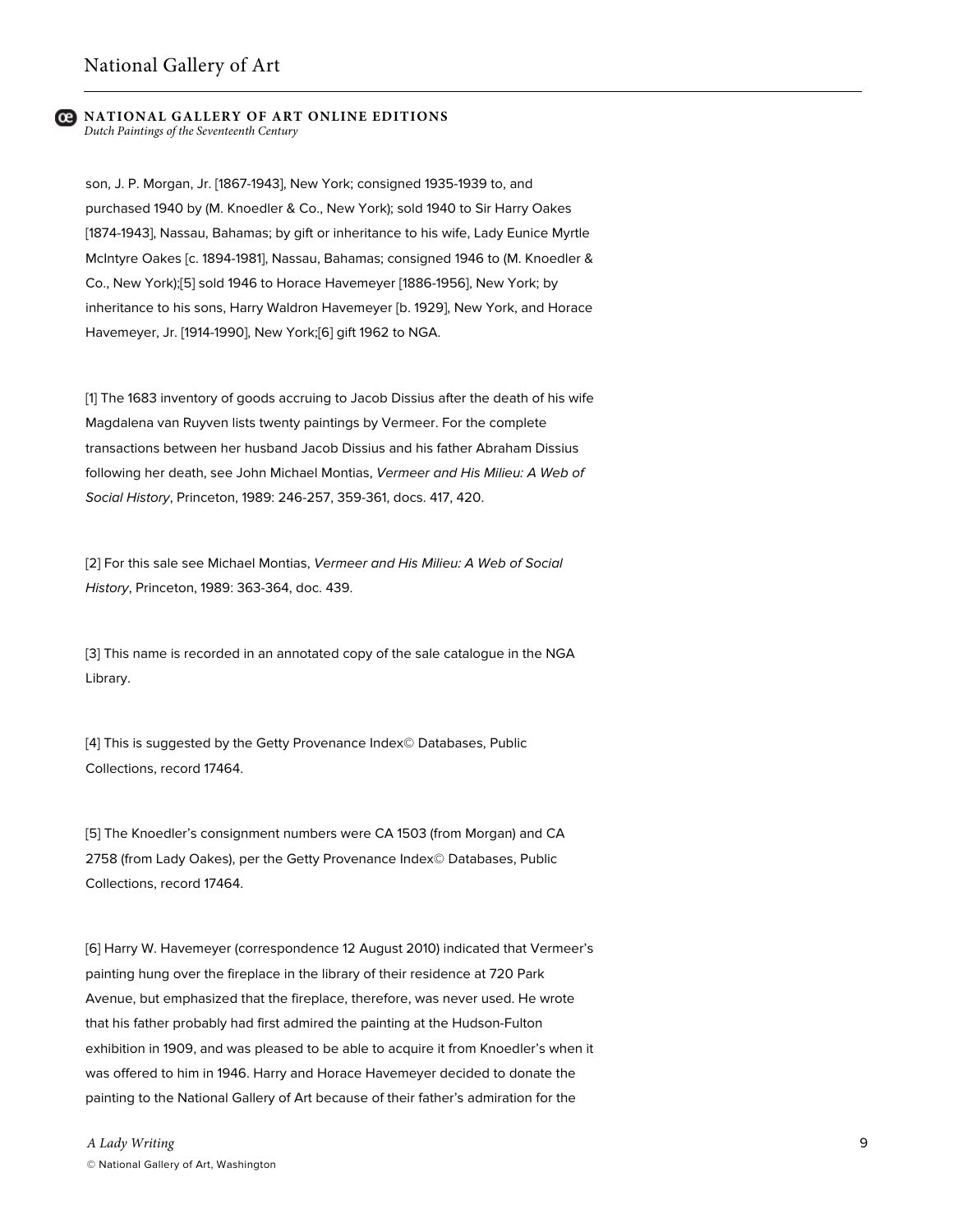son, J. P. Morgan, Jr. [1867-1943], New York; consigned 1935-1939 to, and purchased 1940 by (M. Knoedler & Co., New York); sold 1940 to Sir Harry Oakes [1874-1943], Nassau, Bahamas; by gift or inheritance to his wife, Lady Eunice Myrtle McIntyre Oakes [c. 1894-1981], Nassau, Bahamas; consigned 1946 to (M. Knoedler & Co., New York);[5] sold 1946 to Horace Havemeyer [1886-1956], New York; by inheritance to his sons, Harry Waldron Havemeyer [b. 1929], New York, and Horace Havemeyer, Jr. [1914-1990], New York;[6] gift 1962 to NGA.

[1] The 1683 inventory of goods accruing to Jacob Dissius after the death of his wife Magdalena van Ruyven lists twenty paintings by Vermeer. For the complete transactions between her husband Jacob Dissius and his father Abraham Dissius following her death, see John Michael Montias, *Vermeer and His Milieu: A Web of Social History*, Princeton, 1989: 246-257, 359-361, docs. 417, 420.

[2] For this sale see Michael Montias, *Vermeer and His Milieu: A Web of Social History*, Princeton, 1989: 363-364, doc. 439.

[3] This name is recorded in an annotated copy of the sale catalogue in the NGA Library.

[4] This is suggested by the Getty Provenance Index© Databases, Public Collections, record 17464.

[5] The Knoedler's consignment numbers were CA 1503 (from Morgan) and CA 2758 (from Lady Oakes), per the Getty Provenance Index© Databases, Public Collections, record 17464.

[6] Harry W. Havemeyer (correspondence 12 August 2010) indicated that Vermeer's painting hung over the fireplace in the library of their residence at 720 Park Avenue, but emphasized that the fireplace, therefore, was never used. He wrote that his father probably had first admired the painting at the Hudson-Fulton exhibition in 1909, and was pleased to be able to acquire it from Knoedler's when it was offered to him in 1946. Harry and Horace Havemeyer decided to donate the painting to the National Gallery of Art because of their father's admiration for the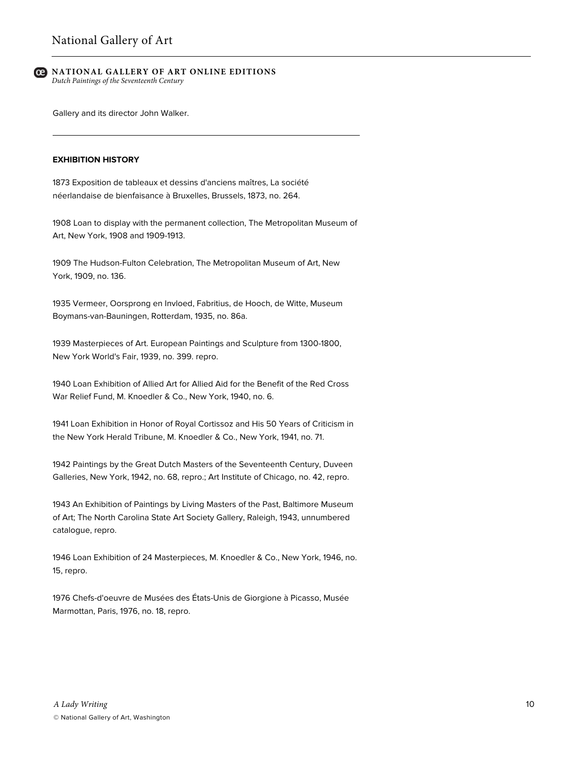Gallery and its director John Walker.

---

**EXHIBITION HISTORY**

1873 Exposition de tableaux et dessins d'anciens maîtres, La société néerlandaise de bienfaisance à Bruxelles, Brussels, 1873, no. 264.

1908 Loan to display with the permanent collection, The Metropolitan Museum of Art, New York, 1908 and 1909-1913.

1909 The Hudson-Fulton Celebration, The Metropolitan Museum of Art, New York, 1909, no. 136.

1935 Vermeer, Oorsprong en Invloed, Fabritius, de Hooch, de Witte, Museum Boymans-van-Bauningen, Rotterdam, 1935, no. 86a.

1939 Masterpieces of Art. European Paintings and Sculpture from 1300-1800, New York World's Fair, 1939, no. 399. repro.

1940 Loan Exhibition of Allied Art for Allied Aid for the Benefit of the Red Cross War Relief Fund, M. Knoedler & Co., New York, 1940, no. 6.

1941 Loan Exhibition in Honor of Royal Cortissoz and His 50 Years of Criticism in the New York Herald Tribune, M. Knoedler & Co., New York, 1941, no. 71.

1942 Paintings by the Great Dutch Masters of the Seventeenth Century, Duveen Galleries, New York, 1942, no. 68, repro.; Art Institute of Chicago, no. 42, repro.

1943 An Exhibition of Paintings by Living Masters of the Past, Baltimore Museum of Art; The North Carolina State Art Society Gallery, Raleigh, 1943, unnumbered catalogue, repro.

1946 Loan Exhibition of 24 Masterpieces, M. Knoedler & Co., New York, 1946, no. 15, repro.

1976 Chefs-d'oeuvre de Musées des États-Unis de Giorgione à Picasso, Musée Marmottan, Paris, 1976, no. 18, repro.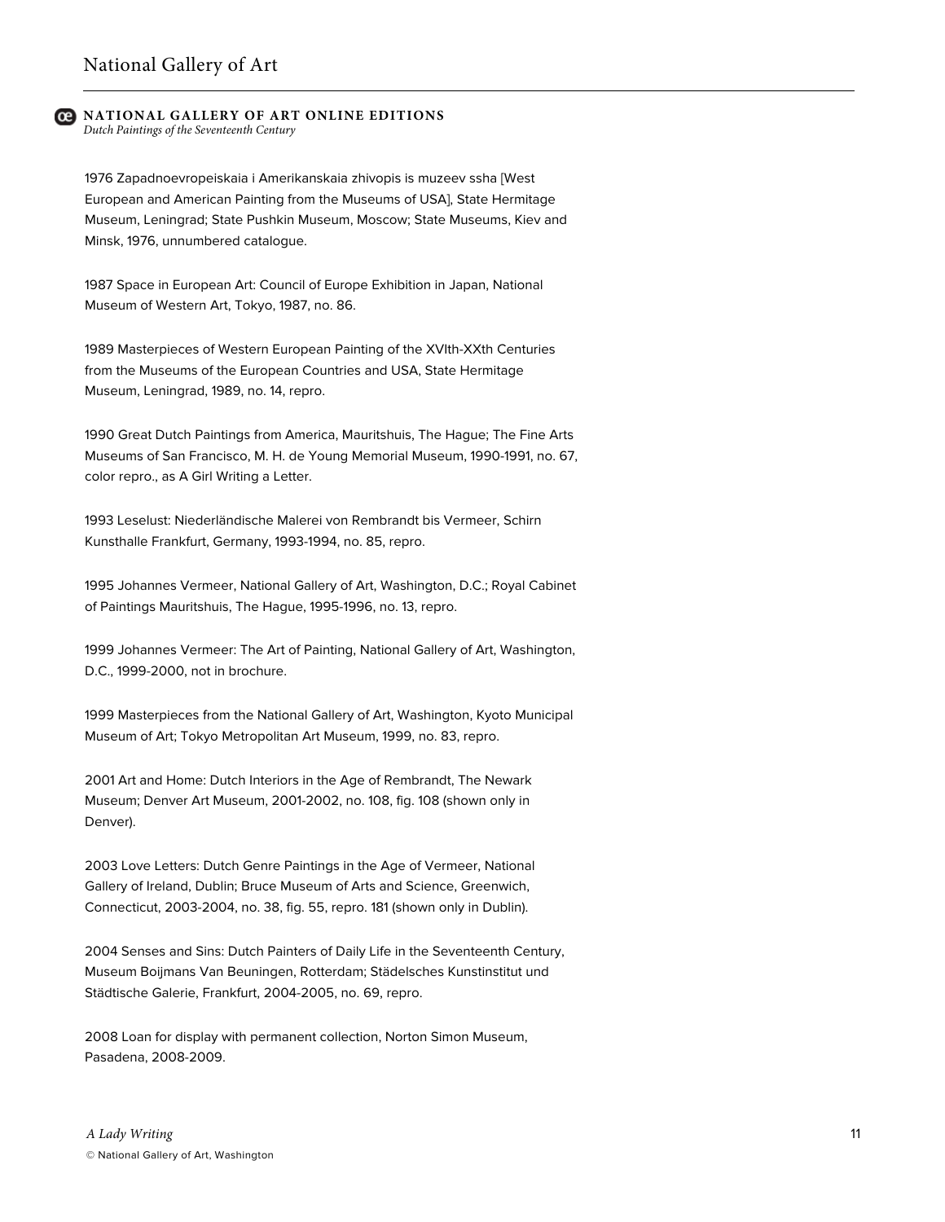1976 Zapadnoevropeiskaia i Amerikanskaia zhivopis is muzeev ssha [West European and American Painting from the Museums of USA], State Hermitage Museum, Leningrad; State Pushkin Museum, Moscow; State Museums, Kiev and Minsk, 1976, unnumbered catalogue.

1987 Space in European Art: Council of Europe Exhibition in Japan, National Museum of Western Art, Tokyo, 1987, no. 86.

1989 Masterpieces of Western European Painting of the XVIth-XXth Centuries from the Museums of the European Countries and USA, State Hermitage Museum, Leningrad, 1989, no. 14, repro.

1990 Great Dutch Paintings from America, Mauritshuis, The Hague; The Fine Arts Museums of San Francisco, M. H. de Young Memorial Museum, 1990-1991, no. 67, color repro., as A Girl Writing a Letter.

1993 Leselust: Niederländische Malerei von Rembrandt bis Vermeer, Schirn Kunsthalle Frankfurt, Germany, 1993-1994, no. 85, repro.

1995 Johannes Vermeer, National Gallery of Art, Washington, D.C.; Royal Cabinet of Paintings Mauritshuis, The Hague, 1995-1996, no. 13, repro.

1999 Johannes Vermeer: The Art of Painting, National Gallery of Art, Washington, D.C., 1999-2000, not in brochure.

1999 Masterpieces from the National Gallery of Art, Washington, Kyoto Municipal Museum of Art; Tokyo Metropolitan Art Museum, 1999, no. 83, repro.

2001 Art and Home: Dutch Interiors in the Age of Rembrandt, The Newark Museum; Denver Art Museum, 2001-2002, no. 108, fig. 108 (shown only in Denver).

2003 Love Letters: Dutch Genre Paintings in the Age of Vermeer, National Gallery of Ireland, Dublin; Bruce Museum of Arts and Science, Greenwich, Connecticut, 2003-2004, no. 38, fig. 55, repro. 181 (shown only in Dublin).

2004 Senses and Sins: Dutch Painters of Daily Life in the Seventeenth Century, Museum Boijmans Van Beuningen, Rotterdam; Städelsches Kunstinstitut und Städtische Galerie, Frankfurt, 2004-2005, no. 69, repro.

2008 Loan for display with permanent collection, Norton Simon Museum, Pasadena, 2008-2009.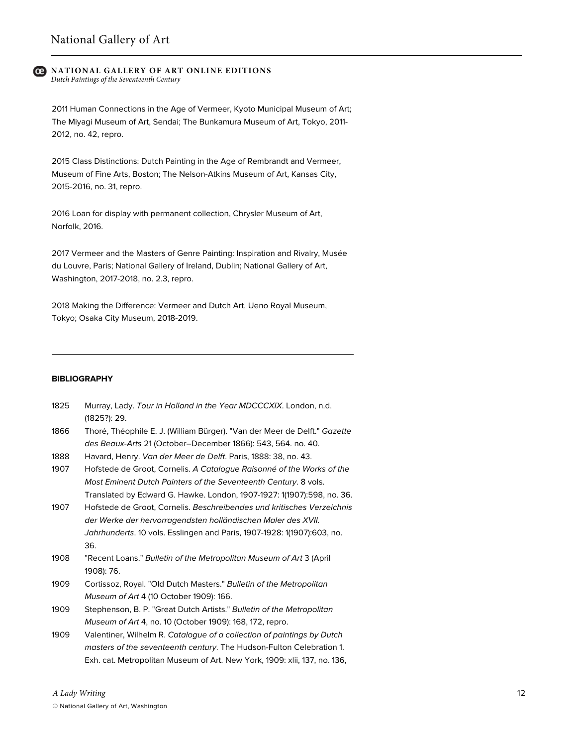2011 Human Connections in the Age of Vermeer, Kyoto Municipal Museum of Art; The Miyagi Museum of Art, Sendai; The Bunkamura Museum of Art, Tokyo, 2011-2012, no. 42, repro.

2015 Class Distinctions: Dutch Painting in the Age of Rembrandt and Vermeer, Museum of Fine Arts, Boston; The Nelson-Atkins Museum of Art, Kansas City, 2015-2016, no. 31, repro.

2016 Loan for display with permanent collection, Chrysler Museum of Art, Norfolk, 2016.

2017 Vermeer and the Masters of Genre Painting: Inspiration and Rivalry, Musée du Louvre, Paris; National Gallery of Ireland, Dublin; National Gallery of Art, Washington, 2017-2018, no. 2.3, repro.

2018 Making the Difference: Vermeer and Dutch Art, Ueno Royal Museum, Tokyo; Osaka City Museum, 2018-2019.

---

**BIBLIOGRAPHY**

1825 Murray, Lady. *Tour in Holland in the Year MDCCCXIX*. London, n.d. (1825?): 29.

1866 Thoré, Théophile E. J. (William Bürger). "Van der Meer de Delft." *Gazette des Beaux-Arts* 21 (October–December 1866): 543, 564. no. 40.

1888 Havard, Henry. *Van der Meer de Delft*. Paris, 1888: 38, no. 43.

1907 Hofstede de Groot, Cornelis. *A Catalogue Raisonné of the Works of the Most Eminent Dutch Painters of the Seventeenth Century*. 8 vols. Translated by Edward G. Hawke. London, 1907-1927: 1(1907):598, no. 36.

1907 Hofstede de Groot, Cornelis. *Beschreibendes und kritisches Verzeichnis der Werke der hervorragendsten holländischen Maler des XVII. Jahrhunderts*. 10 vols. Esslingen and Paris, 1907-1928: 1(1907):603, no. 36.

1908 "Recent Loans." *Bulletin of the Metropolitan Museum of Art* 3 (April 1908): 76.

1909 Cortissoz, Royal. "Old Dutch Masters." *Bulletin of the Metropolitan Museum of Art* 4 (10 October 1909): 166.

1909 Stephenson, B. P. "Great Dutch Artists." *Bulletin of the Metropolitan Museum of Art* 4, no. 10 (October 1909): 168, 172, repro.

1909 Valentiner, Wilhelm R. *Catalogue of a collection of paintings by Dutch masters of the seventeenth century*. The Hudson-Fulton Celebration 1. Exh. cat. Metropolitan Museum of Art. New York, 1909: xlii, 137, no. 136,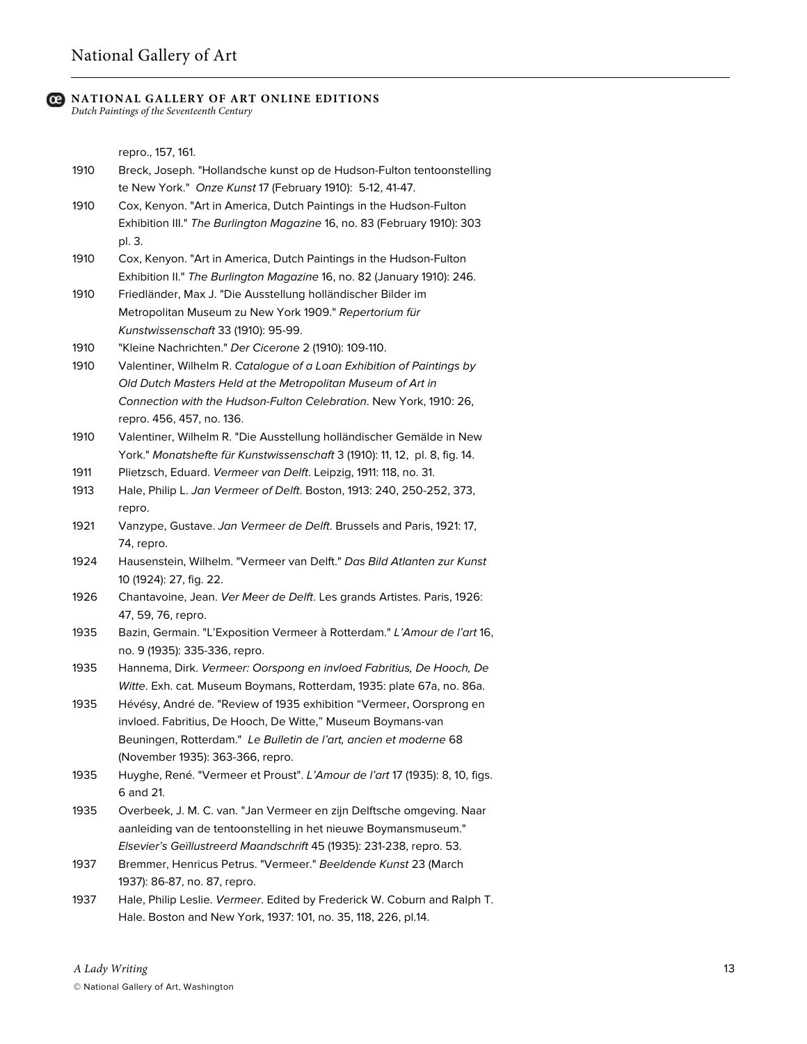repro., 157, 161.

1910 Breck, Joseph. "Hollandsche kunst op de Hudson-Fulton tentoonstelling te New York." *Onze Kunst* 17 (February 1910): 5-12, 41-47.

1910 Cox, Kenyon. "Art in America, Dutch Paintings in the Hudson-Fulton Exhibition III." *The Burlington Magazine* 16, no. 83 (February 1910): 303 pl. 3.

1910 Cox, Kenyon. "Art in America, Dutch Paintings in the Hudson-Fulton Exhibition II." *The Burlington Magazine* 16, no. 82 (January 1910): 246.

1910 Friedländer, Max J. "Die Ausstellung holländischer Bilder im Metropolitan Museum zu New York 1909." *Repertorium für Kunstwissenschaft* 33 (1910): 95-99.

1910 "Kleine Nachrichten." *Der Cicerone* 2 (1910): 109-110.

1910 Valentiner, Wilhelm R. *Catalogue of a Loan Exhibition of Paintings by Old Dutch Masters Held at the Metropolitan Museum of Art in Connection with the Hudson-Fulton Celebration*. New York, 1910: 26, repro. 456, 457, no. 136.

1910 Valentiner, Wilhelm R. "Die Ausstellung holländischer Gemälde in New York." *Monatshefte für Kunstwissenschaft* 3 (1910): 11, 12, pl. 8, fig. 14.

1911 Plietzsch, Eduard. *Vermeer van Delft*. Leipzig, 1911: 118, no. 31.

1913 Hale, Philip L. *Jan Vermeer of Delft*. Boston, 1913: 240, 250-252, 373, repro.

1921 Vanzype, Gustave. *Jan Vermeer de Delft*. Brussels and Paris, 1921: 17, 74, repro.

1924 Hausenstein, Wilhelm. "Vermeer van Delft." *Das Bild Atlanten zur Kunst* 10 (1924): 27, fig. 22.

1926 Chantavoine, Jean. *Ver Meer de Delft*. Les grands Artistes. Paris, 1926: 47, 59, 76, repro.

1935 Bazin, Germain. "L'Exposition Vermeer à Rotterdam." *L'Amour de l'art* 16, no. 9 (1935): 335-336, repro.

1935 Hannema, Dirk. *Vermeer: Oorspong en invloed Fabritius, De Hooch, De Witte*. Exh. cat. Museum Boymans, Rotterdam, 1935: plate 67a, no. 86a.

1935 Hévésy, André de. "Review of 1935 exhibition "Vermeer, Oorsprong en invloed. Fabritius, De Hooch, De Witte," Museum Boymans-van Beuningen, Rotterdam." *Le Bulletin de l'art, ancien et moderne* 68 (November 1935): 363-366, repro.

1935 Huyghe, René. "Vermeer et Proust". *L'Amour de l'art* 17 (1935): 8, 10, figs. 6 and 21.

1935 Overbeek, J. M. C. van. "Jan Vermeer en zijn Delftsche omgeving. Naar aanleiding van de tentoonstelling in het nieuwe Boymansmuseum." *Elsevier's Geïllustreerd Maandschrift* 45 (1935): 231-238, repro. 53.

1937 Bremmer, Henricus Petrus. "Vermeer." *Beeldende Kunst* 23 (March 1937): 86-87, no. 87, repro.

1937 Hale, Philip Leslie. *Vermeer*. Edited by Frederick W. Coburn and Ralph T. Hale. Boston and New York, 1937: 101, no. 35, 118, 226, pl.14.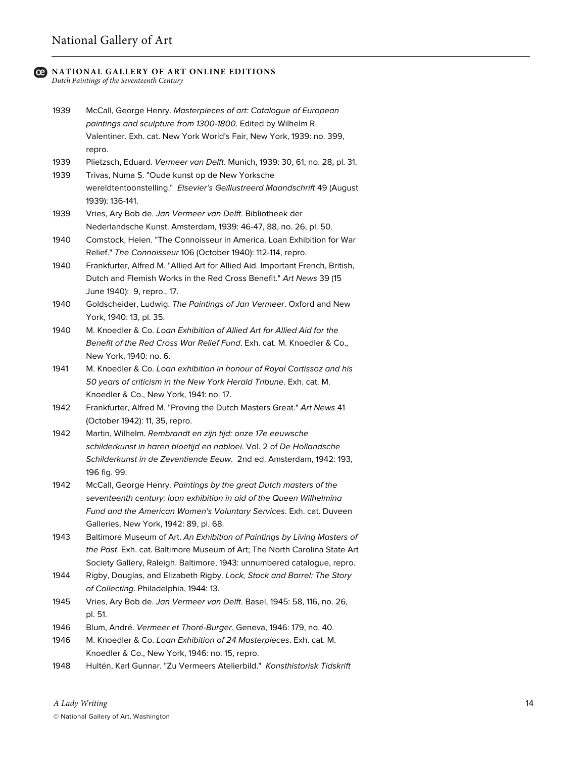1939 McCall, George Henry. *Masterpieces of art: Catalogue of European paintings and sculpture from 1300-1800*. Edited by Wilhelm R. Valentiner. Exh. cat. New York World's Fair, New York, 1939: no. 399, repro.

1939 Plietzsch, Eduard. *Vermeer van Delft*. Munich, 1939: 30, 61, no. 28, pl. 31.

1939 Trivas, Numa S. "Oude kunst op de New Yorksche wereldtentoonstelling." *Elsevier's Geillustreerd Maandschrift* 49 (August 1939): 136-141.

1939 Vries, Ary Bob de. *Jan Vermeer van Delft*. Bibliotheek der Nederlandsche Kunst. Amsterdam, 1939: 46-47, 88, no. 26, pl. 50.

1940 Comstock, Helen. "The Connoisseur in America. Loan Exhibition for War Relief." *The Connoisseur* 106 (October 1940): 112-114, repro.

1940 Frankfurter, Alfred M. "Allied Art for Allied Aid. Important French, British, Dutch and Flemish Works in the Red Cross Benefit." *Art News* 39 (15 June 1940): 9, repro., 17.

1940 Goldscheider, Ludwig. *The Paintings of Jan Vermeer*. Oxford and New York, 1940: 13, pl. 35.

1940 M. Knoedler & Co. *Loan Exhibition of Allied Art for Allied Aid for the Benefit of the Red Cross War Relief Fund*. Exh. cat. M. Knoedler & Co., New York, 1940: no. 6.

1941 M. Knoedler & Co. *Loan exhibition in honour of Royal Cortissoz and his 50 years of criticism in the New York Herald Tribune*. Exh. cat. M. Knoedler & Co., New York, 1941: no. 17.

1942 Frankfurter, Alfred M. "Proving the Dutch Masters Great." *Art News* 41 (October 1942): 11, 35, repro.

1942 Martin, Wilhelm. *Rembrandt en zijn tijd: onze 17e eeuwsche schilderkunst in haren bloetijd en nabloei*. Vol. 2 of *De Hollandsche Schilderkunst in de Zeventiende Eeuw*. 2nd ed. Amsterdam, 1942: 193, 196 fig. 99.

1942 McCall, George Henry. *Paintings by the great Dutch masters of the seventeenth century: loan exhibition in aid of the Queen Wilhelmina Fund and the American Women's Voluntary Services*. Exh. cat. Duveen Galleries, New York, 1942: 89, pl. 68.

1943 Baltimore Museum of Art. *An Exhibition of Paintings by Living Masters of the Past*. Exh. cat. Baltimore Museum of Art; The North Carolina State Art Society Gallery, Raleigh. Baltimore, 1943: unnumbered catalogue, repro.

1944 Rigby, Douglas, and Elizabeth Rigby. *Lock, Stock and Barrel: The Story of Collecting*. Philadelphia, 1944: 13.

1945 Vries, Ary Bob de. *Jan Vermeer van Delft*. Basel, 1945: 58, 116, no. 26, pl. 51.

1946 Blum, André. *Vermeer et Thoré-Burger*. Geneva, 1946: 179, no. 40.

1946 M. Knoedler & Co. *Loan Exhibition of 24 Masterpieces*. Exh. cat. M. Knoedler & Co., New York, 1946: no. 15, repro.

1948 Hultén, Karl Gunnar. "Zu Vermeers Atelierbild." *Konsthistorisk Tidskrift*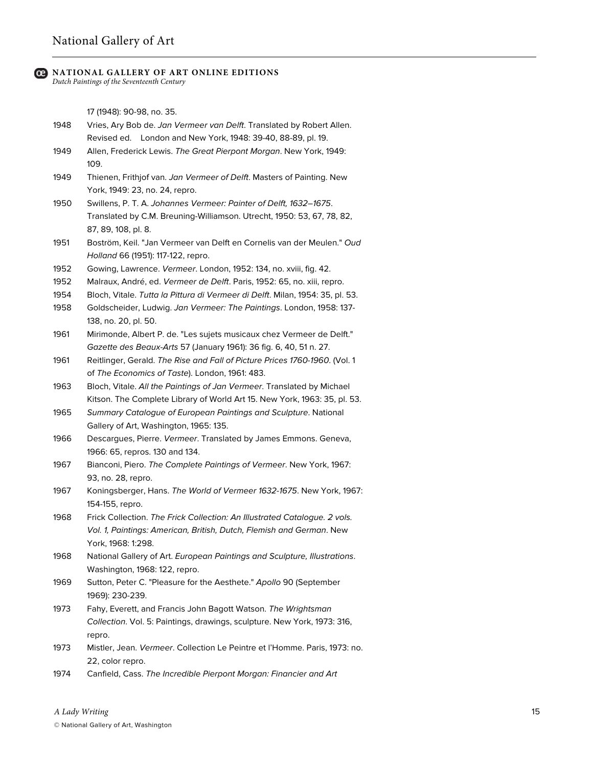17 (1948): 90-98, no. 35.

1948 Vries, Ary Bob de. *Jan Vermeer van Delft*. Translated by Robert Allen. Revised ed. London and New York, 1948: 39-40, 88-89, pl. 19.

1949 Allen, Frederick Lewis. *The Great Pierpont Morgan*. New York, 1949: 109.

1949 Thienen, Frithjof van. *Jan Vermeer of Delft*. Masters of Painting. New York, 1949: 23, no. 24, repro.

1950 Swillens, P. T. A. *Johannes Vermeer: Painter of Delft, 1632–1675*. Translated by C.M. Breuning-Williamson. Utrecht, 1950: 53, 67, 78, 82, 87, 89, 108, pl. 8.

1951 Boström, Keil. "Jan Vermeer van Delft en Cornelis van der Meulen." *Oud Holland* 66 (1951): 117-122, repro.

1952 Gowing, Lawrence. *Vermeer*. London, 1952: 134, no. xviii, fig. 42.

1952 Malraux, André, ed. *Vermeer de Delft*. Paris, 1952: 65, no. xiii, repro.

1954 Bloch, Vitale. *Tutta la Pittura di Vermeer di Delft*. Milan, 1954: 35, pl. 53.

1958 Goldscheider, Ludwig. *Jan Vermeer: The Paintings*. London, 1958: 137-138, no. 20, pl. 50.

1961 Mirimonde, Albert P. de. "Les sujets musicaux chez Vermeer de Delft." *Gazette des Beaux-Arts* 57 (January 1961): 36 fig. 6, 40, 51 n. 27.

1961 Reitlinger, Gerald. *The Rise and Fall of Picture Prices 1760-1960*. (Vol. 1 of *The Economics of Taste*). London, 1961: 483.

1963 Bloch, Vitale. *All the Paintings of Jan Vermeer*. Translated by Michael Kitson. The Complete Library of World Art 15. New York, 1963: 35, pl. 53.

1965 *Summary Catalogue of European Paintings and Sculpture*. National Gallery of Art, Washington, 1965: 135.

1966 Descargues, Pierre. *Vermeer*. Translated by James Emmons. Geneva, 1966: 65, repros. 130 and 134.

1967 Bianconi, Piero. *The Complete Paintings of Vermeer*. New York, 1967: 93, no. 28, repro.

1967 Koningsberger, Hans. *The World of Vermeer 1632-1675*. New York, 1967: 154-155, repro.

1968 Frick Collection. *The Frick Collection: An Illustrated Catalogue. 2 vols. Vol. 1, Paintings: American, British, Dutch, Flemish and German*. New York, 1968: 1:298.

1968 National Gallery of Art. *European Paintings and Sculpture, Illustrations*. Washington, 1968: 122, repro.

1969 Sutton, Peter C. "Pleasure for the Aesthete." *Apollo* 90 (September 1969): 230-239.

1973 Fahy, Everett, and Francis John Bagott Watson. *The Wrightsman Collection*. Vol. 5: Paintings, drawings, sculpture. New York, 1973: 316, repro.

1973 Mistler, Jean. *Vermeer*. Collection Le Peintre et l'Homme. Paris, 1973: no. 22, color repro.

1974 Canfield, Cass. *The Incredible Pierpont Morgan: Financier and Art*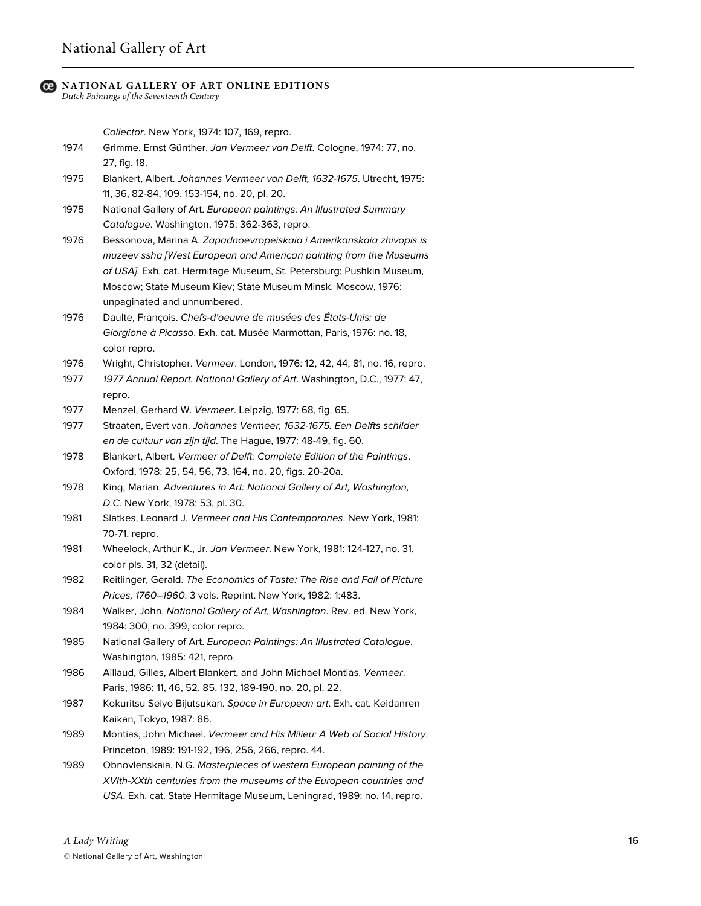*Collector*. New York, 1974: 107, 169, repro.

1974 Grimme, Ernst Günther. *Jan Vermeer van Delft*. Cologne, 1974: 77, no. 27, fig. 18.

1975 Blankert, Albert. *Johannes Vermeer van Delft, 1632-1675*. Utrecht, 1975: 11, 36, 82-84, 109, 153-154, no. 20, pl. 20.

1975 National Gallery of Art. *European paintings: An Illustrated Summary Catalogue*. Washington, 1975: 362-363, repro.

1976 Bessonova, Marina A. *Zapadnoevropeiskaia i Amerikanskaia zhivopis is muzeev ssha [West European and American painting from the Museums of USA]*. Exh. cat. Hermitage Museum, St. Petersburg; Pushkin Museum, Moscow; State Museum Kiev; State Museum Minsk. Moscow, 1976: unpaginated and unnumbered.

1976 Daulte, François. *Chefs-d'oeuvre de musées des États-Unis: de Giorgione à Picasso*. Exh. cat. Musée Marmottan, Paris, 1976: no. 18, color repro.

1976 Wright, Christopher. *Vermeer*. London, 1976: 12, 42, 44, 81, no. 16, repro.

1977 *1977 Annual Report. National Gallery of Art*. Washington, D.C., 1977: 47, repro.

1977 Menzel, Gerhard W. *Vermeer*. Leipzig, 1977: 68, fig. 65.

1977 Straaten, Evert van. *Johannes Vermeer, 1632-1675. Een Delfts schilder en de cultuur van zijn tijd*. The Hague, 1977: 48-49, fig. 60.

1978 Blankert, Albert. *Vermeer of Delft: Complete Edition of the Paintings*. Oxford, 1978: 25, 54, 56, 73, 164, no. 20, figs. 20-20a.

1978 King, Marian. *Adventures in Art: National Gallery of Art, Washington, D.C.* New York, 1978: 53, pl. 30.

1981 Slatkes, Leonard J. *Vermeer and His Contemporaries*. New York, 1981: 70-71, repro.

1981 Wheelock, Arthur K., Jr. *Jan Vermeer*. New York, 1981: 124-127, no. 31, color pls. 31, 32 (detail).

1982 Reitlinger, Gerald. *The Economics of Taste: The Rise and Fall of Picture Prices, 1760–1960*. 3 vols. Reprint. New York, 1982: 1:483.

1984 Walker, John. *National Gallery of Art, Washington*. Rev. ed. New York, 1984: 300, no. 399, color repro.

1985 National Gallery of Art. *European Paintings: An Illustrated Catalogue*. Washington, 1985: 421, repro.

1986 Aillaud, Gilles, Albert Blankert, and John Michael Montias. *Vermeer*. Paris, 1986: 11, 46, 52, 85, 132, 189-190, no. 20, pl. 22.

1987 Kokuritsu Seiyo Bijutsukan. *Space in European art*. Exh. cat. Keidanren Kaikan, Tokyo, 1987: 86.

1989 Montias, John Michael. *Vermeer and His Milieu: A Web of Social History*. Princeton, 1989: 191-192, 196, 256, 266, repro. 44.

1989 Obnovlenskaia, N.G. *Masterpieces of western European painting of the XVIth-XXth centuries from the museums of the European countries and USA*. Exh. cat. State Hermitage Museum, Leningrad, 1989: no. 14, repro.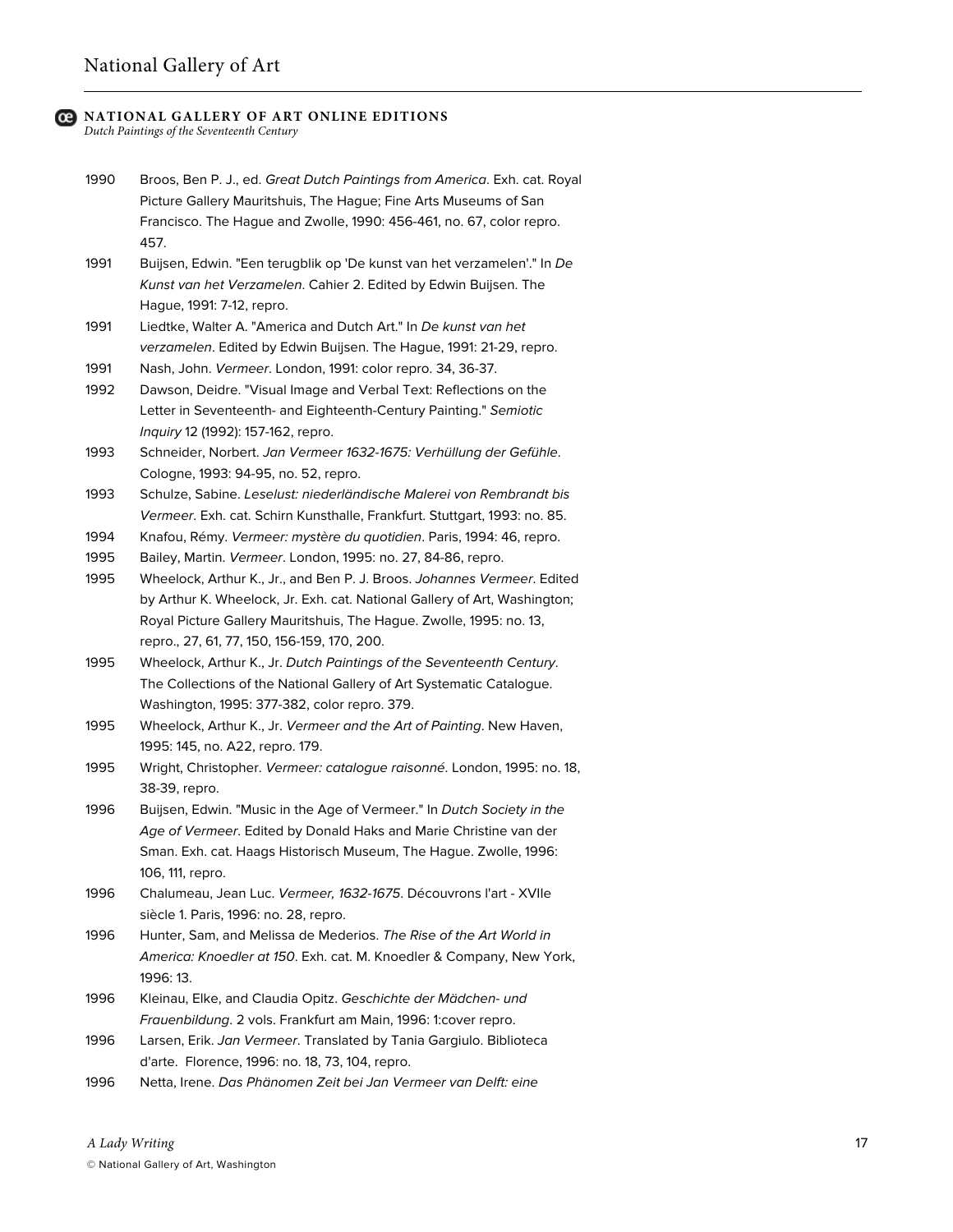1990 Broos, Ben P. J., ed. *Great Dutch Paintings from America*. Exh. cat. Royal Picture Gallery Mauritshuis, The Hague; Fine Arts Museums of San Francisco. The Hague and Zwolle, 1990: 456-461, no. 67, color repro. 457.

1991 Buijsen, Edwin. "Een terugblik op 'De kunst van het verzamelen'." In *De Kunst van het Verzamelen*. Cahier 2. Edited by Edwin Buijsen. The Hague, 1991: 7-12, repro.

1991 Liedtke, Walter A. "America and Dutch Art." In *De kunst van het verzamelen*. Edited by Edwin Buijsen. The Hague, 1991: 21-29, repro.

1991 Nash, John. *Vermeer*. London, 1991: color repro. 34, 36-37.

1992 Dawson, Deidre. "Visual Image and Verbal Text: Reflections on the Letter in Seventeenth- and Eighteenth-Century Painting." *Semiotic Inquiry* 12 (1992): 157-162, repro.

1993 Schneider, Norbert. *Jan Vermeer 1632-1675: Verhüllung der Gefühle*. Cologne, 1993: 94-95, no. 52, repro.

1993 Schulze, Sabine. *Leselust: niederländische Malerei von Rembrandt bis Vermeer*. Exh. cat. Schirn Kunsthalle, Frankfurt. Stuttgart, 1993: no. 85.

1994 Knafou, Rémy. *Vermeer: mystère du quotidien*. Paris, 1994: 46, repro.

1995 Bailey, Martin. *Vermeer*. London, 1995: no. 27, 84-86, repro.

1995 Wheelock, Arthur K., Jr., and Ben P. J. Broos. *Johannes Vermeer*. Edited by Arthur K. Wheelock, Jr. Exh. cat. National Gallery of Art, Washington; Royal Picture Gallery Mauritshuis, The Hague. Zwolle, 1995: no. 13, repro., 27, 61, 77, 150, 156-159, 170, 200.

1995 Wheelock, Arthur K., Jr. *Dutch Paintings of the Seventeenth Century*. The Collections of the National Gallery of Art Systematic Catalogue. Washington, 1995: 377-382, color repro. 379.

1995 Wheelock, Arthur K., Jr. *Vermeer and the Art of Painting*. New Haven, 1995: 145, no. A22, repro. 179.

1995 Wright, Christopher. *Vermeer: catalogue raisonné*. London, 1995: no. 18, 38-39, repro.

1996 Buijsen, Edwin. "Music in the Age of Vermeer." In *Dutch Society in the Age of Vermeer*. Edited by Donald Haks and Marie Christine van der Sman. Exh. cat. Haags Historisch Museum, The Hague. Zwolle, 1996: 106, 111, repro.

1996 Chalumeau, Jean Luc. *Vermeer, 1632-1675*. Découvrons l'art - XVIIe siècle 1. Paris, 1996: no. 28, repro.

1996 Hunter, Sam, and Melissa de Mederios. *The Rise of the Art World in America: Knoedler at 150*. Exh. cat. M. Knoedler & Company, New York, 1996: 13.

1996 Kleinau, Elke, and Claudia Opitz. *Geschichte der Mädchen- und Frauenbildung*. 2 vols. Frankfurt am Main, 1996: 1:cover repro.

1996 Larsen, Erik. *Jan Vermeer*. Translated by Tania Gargiulo. Biblioteca d'arte. Florence, 1996: no. 18, 73, 104, repro.

1996 Netta, Irene. *Das Phänomen Zeit bei Jan Vermeer van Delft: eine*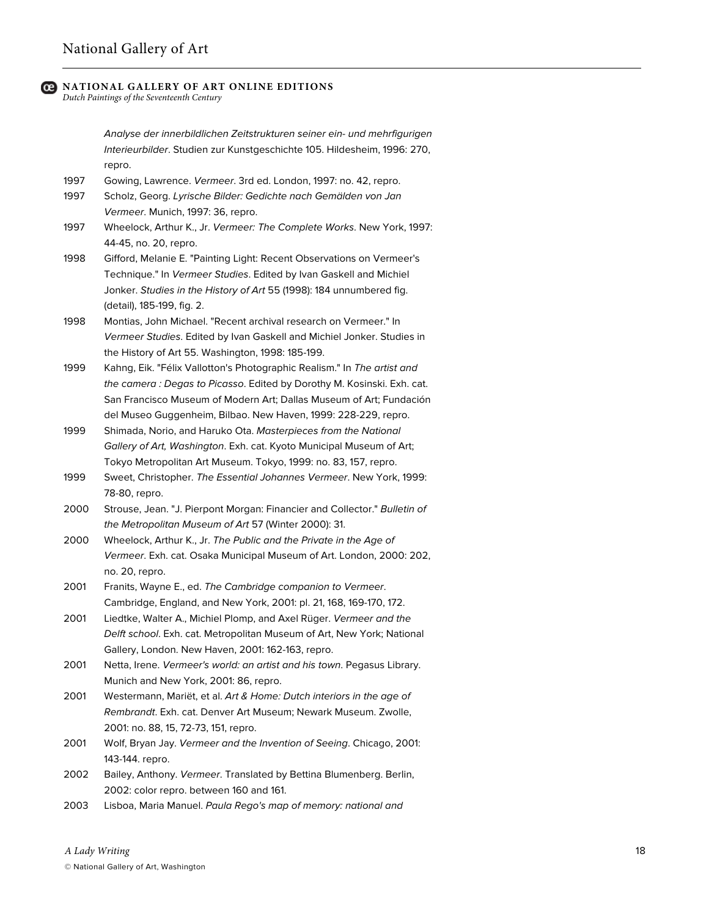*Analyse der innerbildlichen Zeitstrukturen seiner ein- und mehrfigurigen Interieurbilder*. Studien zur Kunstgeschichte 105. Hildesheim, 1996: 270, repro.

1997 Gowing, Lawrence. *Vermeer*. 3rd ed. London, 1997: no. 42, repro.

1997 Scholz, Georg. *Lyrische Bilder: Gedichte nach Gemälden von Jan Vermeer*. Munich, 1997: 36, repro.

1997 Wheelock, Arthur K., Jr. *Vermeer: The Complete Works*. New York, 1997: 44-45, no. 20, repro.

1998 Gifford, Melanie E. "Painting Light: Recent Observations on Vermeer's Technique." In *Vermeer Studies*. Edited by Ivan Gaskell and Michiel Jonker. *Studies in the History of Art* 55 (1998): 184 unnumbered fig. (detail), 185-199, fig. 2.

1998 Montias, John Michael. "Recent archival research on Vermeer." In *Vermeer Studies*. Edited by Ivan Gaskell and Michiel Jonker. Studies in the History of Art 55. Washington, 1998: 185-199.

1999 Kahng, Eik. "Félix Vallotton's Photographic Realism." In *The artist and the camera : Degas to Picasso*. Edited by Dorothy M. Kosinski. Exh. cat. San Francisco Museum of Modern Art; Dallas Museum of Art; Fundación del Museo Guggenheim, Bilbao. New Haven, 1999: 228-229, repro.

1999 Shimada, Norio, and Haruko Ota. *Masterpieces from the National Gallery of Art, Washington*. Exh. cat. Kyoto Municipal Museum of Art; Tokyo Metropolitan Art Museum. Tokyo, 1999: no. 83, 157, repro.

1999 Sweet, Christopher. *The Essential Johannes Vermeer*. New York, 1999: 78-80, repro.

2000 Strouse, Jean. "J. Pierpont Morgan: Financier and Collector." *Bulletin of the Metropolitan Museum of Art* 57 (Winter 2000): 31.

2000 Wheelock, Arthur K., Jr. *The Public and the Private in the Age of Vermeer*. Exh. cat. Osaka Municipal Museum of Art. London, 2000: 202, no. 20, repro.

2001 Franits, Wayne E., ed. *The Cambridge companion to Vermeer*. Cambridge, England, and New York, 2001: pl. 21, 168, 169-170, 172.

2001 Liedtke, Walter A., Michiel Plomp, and Axel Rüger. *Vermeer and the Delft school*. Exh. cat. Metropolitan Museum of Art, New York; National Gallery, London. New Haven, 2001: 162-163, repro.

2001 Netta, Irene. *Vermeer's world: an artist and his town*. Pegasus Library. Munich and New York, 2001: 86, repro.

2001 Westermann, Mariët, et al. *Art & Home: Dutch interiors in the age of Rembrandt*. Exh. cat. Denver Art Museum; Newark Museum. Zwolle, 2001: no. 88, 15, 72-73, 151, repro.

2001 Wolf, Bryan Jay. *Vermeer and the Invention of Seeing*. Chicago, 2001: 143-144. repro.

2002 Bailey, Anthony. *Vermeer*. Translated by Bettina Blumenberg. Berlin, 2002: color repro. between 160 and 161.

2003 Lisboa, Maria Manuel. *Paula Rego's map of memory: national and*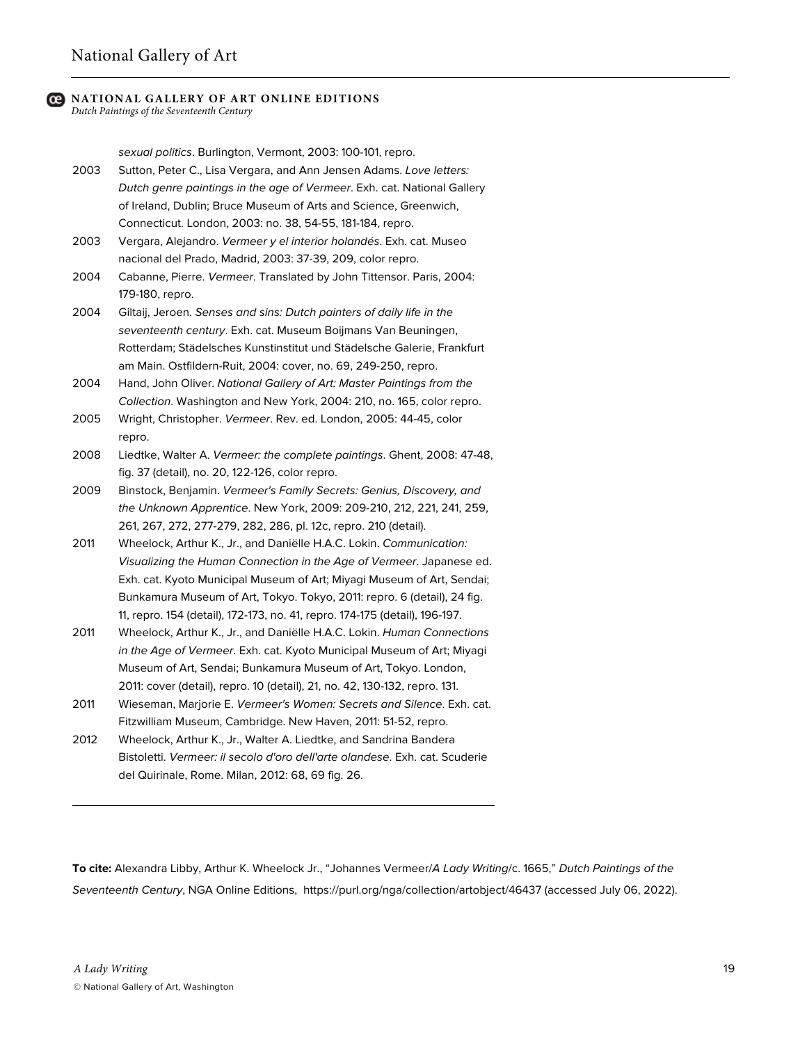*sexual politics*. Burlington, Vermont, 2003: 100-101, repro.

2003 Sutton, Peter C., Lisa Vergara, and Ann Jensen Adams. *Love letters: Dutch genre paintings in the age of Vermeer*. Exh. cat. National Gallery of Ireland, Dublin; Bruce Museum of Arts and Science, Greenwich, Connecticut. London, 2003: no. 38, 54-55, 181-184, repro.

2003 Vergara, Alejandro. *Vermeer y el interior holandés*. Exh. cat. Museo nacional del Prado, Madrid, 2003: 37-39, 209, color repro.

2004 Cabanne, Pierre. *Vermeer*. Translated by John Tittensor. Paris, 2004: 179-180, repro.

2004 Giltaij, Jeroen. *Senses and sins: Dutch painters of daily life in the seventeenth century*. Exh. cat. Museum Boijmans Van Beuningen, Rotterdam; Städelsches Kunstinstitut und Städelsche Galerie, Frankfurt am Main. Ostfildern-Ruit, 2004: cover, no. 69, 249-250, repro.

2004 Hand, John Oliver. *National Gallery of Art: Master Paintings from the Collection*. Washington and New York, 2004: 210, no. 165, color repro.

2005 Wright, Christopher. *Vermeer*. Rev. ed. London, 2005: 44-45, color repro.

2008 Liedtke, Walter A. *Vermeer: the complete paintings*. Ghent, 2008: 47-48, fig. 37 (detail), no. 20, 122-126, color repro.

2009 Binstock, Benjamin. *Vermeer's Family Secrets: Genius, Discovery, and the Unknown Apprentice*. New York, 2009: 209-210, 212, 221, 241, 259, 261, 267, 272, 277-279, 282, 286, pl. 12c, repro. 210 (detail).

2011 Wheelock, Arthur K., Jr., and Daniëlle H.A.C. Lokin. *Communication: Visualizing the Human Connection in the Age of Vermeer*. Japanese ed. Exh. cat. Kyoto Municipal Museum of Art; Miyagi Museum of Art, Sendai; Bunkamura Museum of Art, Tokyo. Tokyo, 2011: repro. 6 (detail), 24 fig. 11, repro. 154 (detail), 172-173, no. 41, repro. 174-175 (detail), 196-197.

2011 Wheelock, Arthur K., Jr., and Daniëlle H.A.C. Lokin. *Human Connections in the Age of Vermeer*. Exh. cat. Kyoto Municipal Museum of Art; Miyagi Museum of Art, Sendai; Bunkamura Museum of Art, Tokyo. London, 2011: cover (detail), repro. 10 (detail), 21, no. 42, 130-132, repro. 131.

2011 Wieseman, Marjorie E. *Vermeer's Women: Secrets and Silence*. Exh. cat. Fitzwilliam Museum, Cambridge. New Haven, 2011: 51-52, repro.

2012 Wheelock, Arthur K., Jr., Walter A. Liedtke, and Sandrina Bandera Bistoletti. *Vermeer: il secolo d'oro dell'arte olandese*. Exh. cat. Scuderie del Quirinale, Rome. Milan, 2012: 68, 69 fig. 26.

---

**To cite:** Alexandra Libby, Arthur K. Wheelock Jr., "Johannes Vermeer/*A Lady Writing*/c. 1665," *Dutch Paintings of the Seventeenth Century*, NGA Online Editions, https://purl.org/nga/collection/artobject/46437 (accessed July 06, 2022).